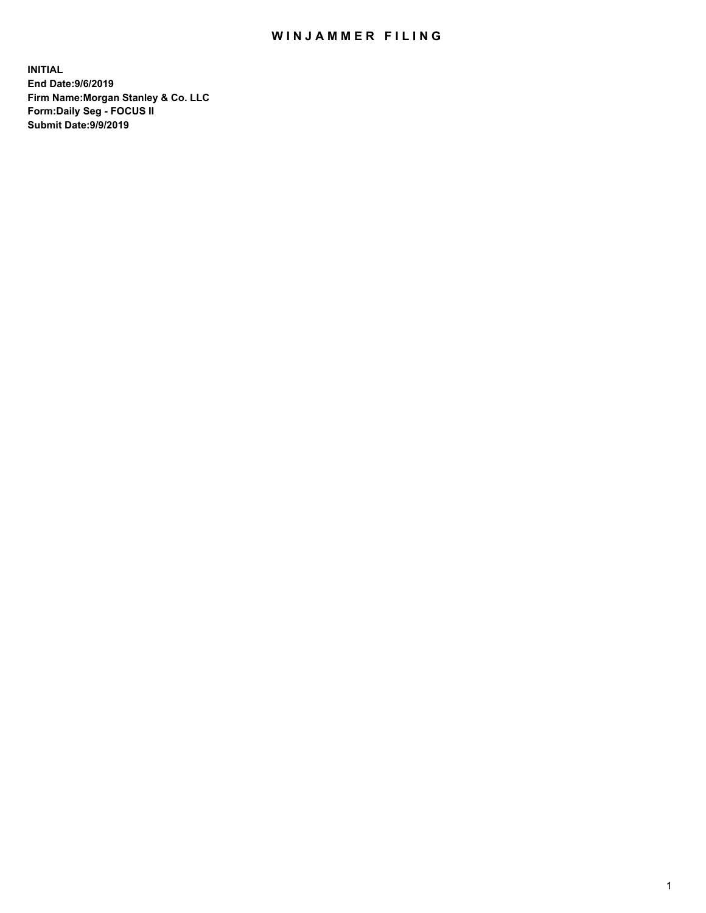# WINJAMMER FILING

**INITIAL**
**End Date:9/6/2019**
**Firm Name:Morgan Stanley & Co. LLC**
**Form:Daily Seg - FOCUS II**
**Submit Date:9/9/2019**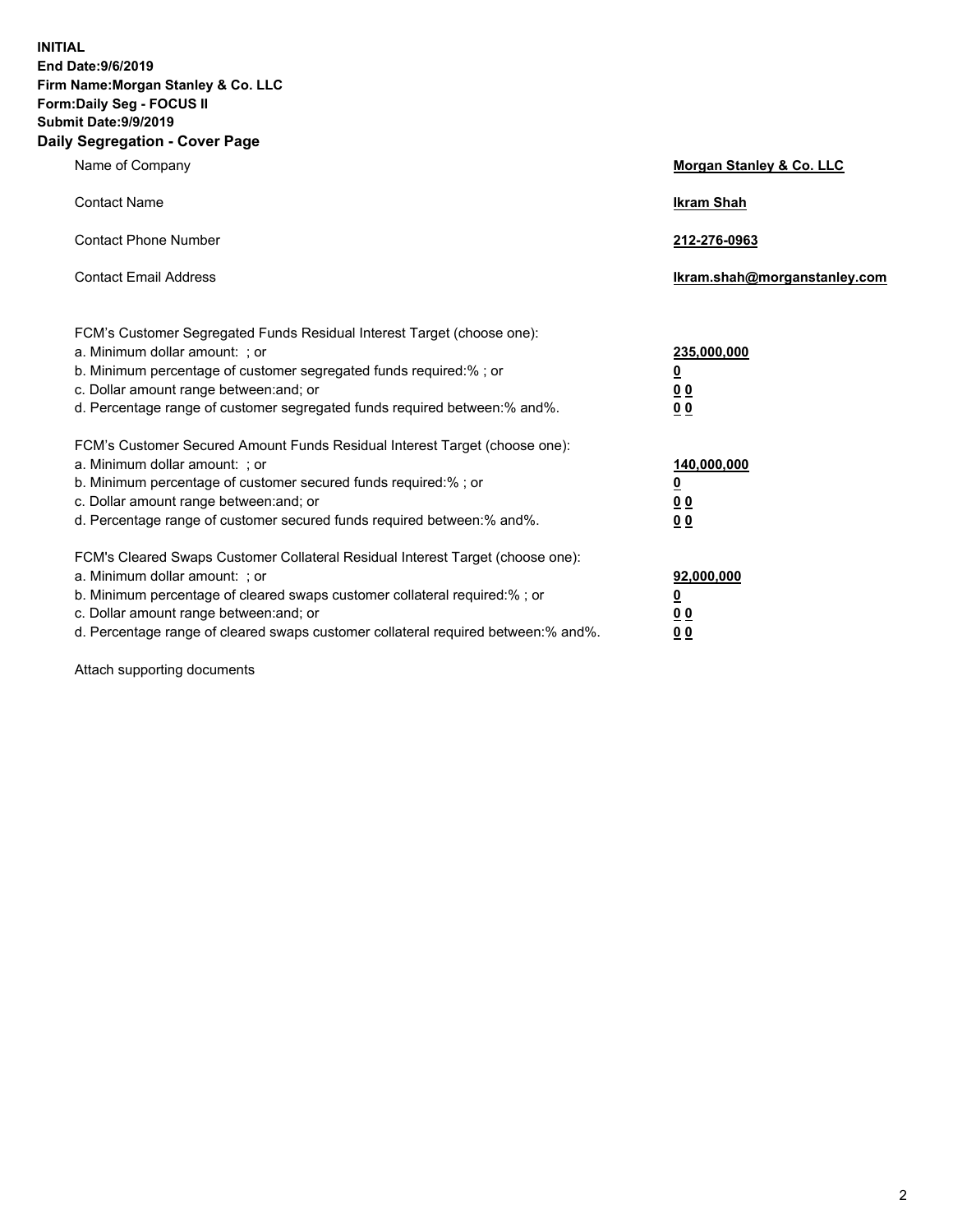**INITIAL**
**End Date:9/6/2019**
**Firm Name:Morgan Stanley & Co. LLC**
**Form:Daily Seg - FOCUS II**
**Submit Date:9/9/2019**

## Daily Segregation - Cover Page

| | |
|---|---|
| Name of Company | **Morgan Stanley & Co. LLC** |
| Contact Name | **Ikram Shah** |
| Contact Phone Number | **212-276-0963** |
| Contact Email Address | **Ikram.shah@morganstanley.com** |

| | |
|---|---|
| FCM's Customer Segregated Funds Residual Interest Target (choose one): | |
| a. Minimum dollar amount: ; or | **235,000,000** |
| b. Minimum percentage of customer segregated funds required:% ; or | **0** |
| c. Dollar amount range between:and; or | **0 0** |
| d. Percentage range of customer segregated funds required between:% and%. | **0 0** |
| FCM's Customer Secured Amount Funds Residual Interest Target (choose one): | |
| a. Minimum dollar amount: ; or | **140,000,000** |
| b. Minimum percentage of customer secured funds required:% ; or | **0** |
| c. Dollar amount range between:and; or | **0 0** |
| d. Percentage range of customer secured funds required between:% and%. | **0 0** |
| FCM's Cleared Swaps Customer Collateral Residual Interest Target (choose one): | |
| a. Minimum dollar amount: ; or | **92,000,000** |
| b. Minimum percentage of cleared swaps customer collateral required:% ; or | **0** |
| c. Dollar amount range between:and; or | **0 0** |
| d. Percentage range of cleared swaps customer collateral required between:% and%. | **0 0** |

Attach supporting documents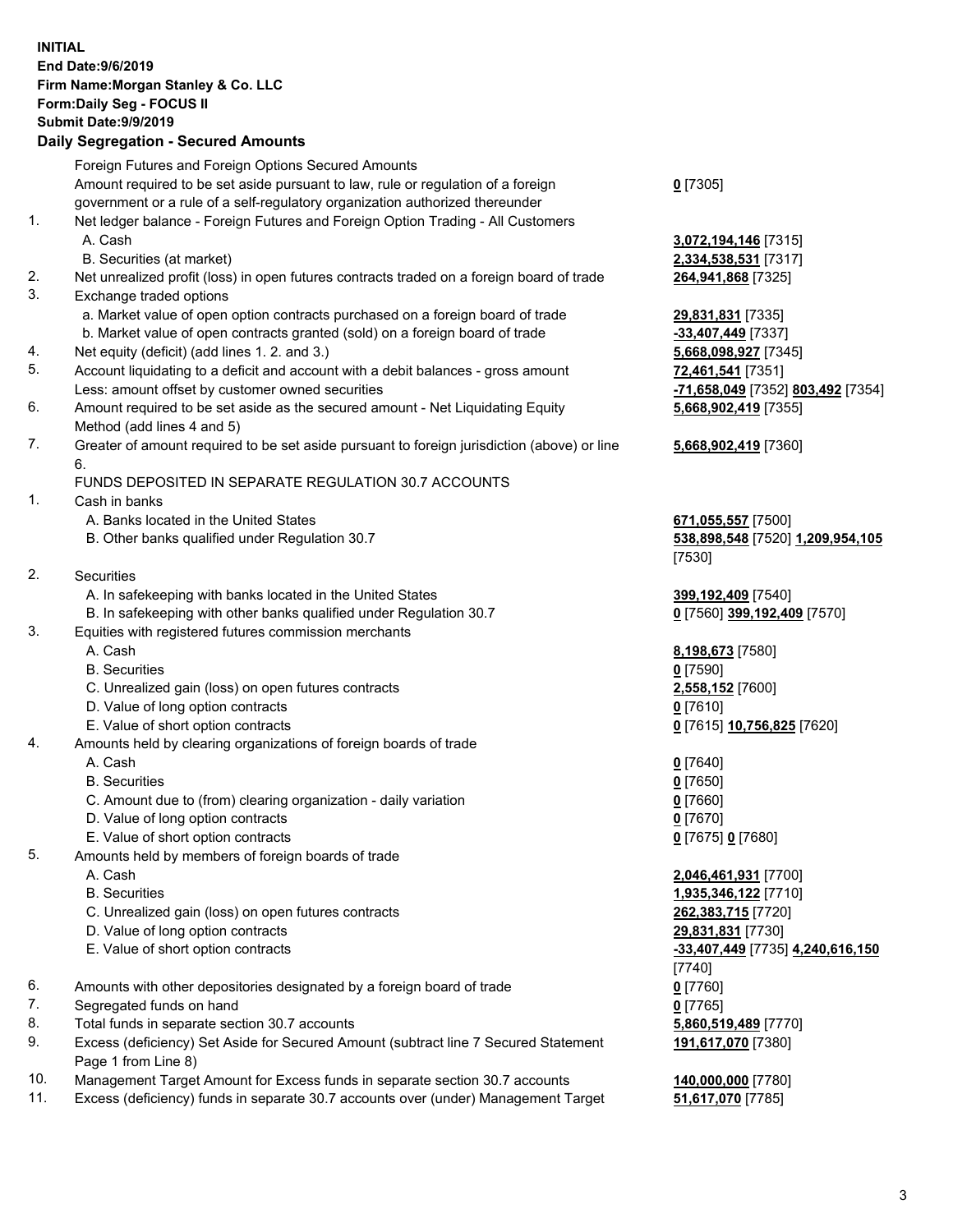**INITIAL**
**End Date:9/6/2019**
**Firm Name:Morgan Stanley & Co. LLC**
**Form:Daily Seg - FOCUS II**
**Submit Date:9/9/2019**

## Daily Segregation - Secured Amounts

| | | |
|---|---|---|
| | Foreign Futures and Foreign Options Secured Amounts | |
| | Amount required to be set aside pursuant to law, rule or regulation of a foreign government or a rule of a self-regulatory organization authorized thereunder | **0** [7305] |
| 1. | Net ledger balance - Foreign Futures and Foreign Option Trading - All Customers | |
| | A. Cash | **3,072,194,146** [7315] |
| | B. Securities (at market) | **2,334,538,531** [7317] |
| 2. | Net unrealized profit (loss) in open futures contracts traded on a foreign board of trade | **264,941,868** [7325] |
| 3. | Exchange traded options | |
| | a. Market value of open option contracts purchased on a foreign board of trade | **29,831,831** [7335] |
| | b. Market value of open contracts granted (sold) on a foreign board of trade | **-33,407,449** [7337] |
| 4. | Net equity (deficit) (add lines 1. 2. and 3.) | **5,668,098,927** [7345] |
| 5. | Account liquidating to a deficit and account with a debit balances - gross amount | **72,461,541** [7351] |
| | Less: amount offset by customer owned securities | **-71,658,049** [7352] **803,492** [7354] |
| 6. | Amount required to be set aside as the secured amount - Net Liquidating Equity Method (add lines 4 and 5) | **5,668,902,419** [7355] |
| 7. | Greater of amount required to be set aside pursuant to foreign jurisdiction (above) or line 6. | **5,668,902,419** [7360] |
| | FUNDS DEPOSITED IN SEPARATE REGULATION 30.7 ACCOUNTS | |
| 1. | Cash in banks | |
| | A. Banks located in the United States | **671,055,557** [7500] |
| | B. Other banks qualified under Regulation 30.7 | **538,898,548** [7520] **1,209,954,105** [7530] |
| 2. | Securities | |
| | A. In safekeeping with banks located in the United States | **399,192,409** [7540] |
| | B. In safekeeping with other banks qualified under Regulation 30.7 | **0** [7560] **399,192,409** [7570] |
| 3. | Equities with registered futures commission merchants | |
| | A. Cash | **8,198,673** [7580] |
| | B. Securities | **0** [7590] |
| | C. Unrealized gain (loss) on open futures contracts | **2,558,152** [7600] |
| | D. Value of long option contracts | **0** [7610] |
| | E. Value of short option contracts | **0** [7615] **10,756,825** [7620] |
| 4. | Amounts held by clearing organizations of foreign boards of trade | |
| | A. Cash | **0** [7640] |
| | B. Securities | **0** [7650] |
| | C. Amount due to (from) clearing organization - daily variation | **0** [7660] |
| | D. Value of long option contracts | **0** [7670] |
| | E. Value of short option contracts | **0** [7675] **0** [7680] |
| 5. | Amounts held by members of foreign boards of trade | |
| | A. Cash | **2,046,461,931** [7700] |
| | B. Securities | **1,935,346,122** [7710] |
| | C. Unrealized gain (loss) on open futures contracts | **262,383,715** [7720] |
| | D. Value of long option contracts | **29,831,831** [7730] |
| | E. Value of short option contracts | **-33,407,449** [7735] **4,240,616,150** [7740] |
| 6. | Amounts with other depositories designated by a foreign board of trade | **0** [7760] |
| 7. | Segregated funds on hand | **0** [7765] |
| 8. | Total funds in separate section 30.7 accounts | **5,860,519,489** [7770] |
| 9. | Excess (deficiency) Set Aside for Secured Amount (subtract line 7 Secured Statement Page 1 from Line 8) | **191,617,070** [7380] |
| 10. | Management Target Amount for Excess funds in separate section 30.7 accounts | **140,000,000** [7780] |
| 11. | Excess (deficiency) funds in separate 30.7 accounts over (under) Management Target | **51,617,070** [7785] |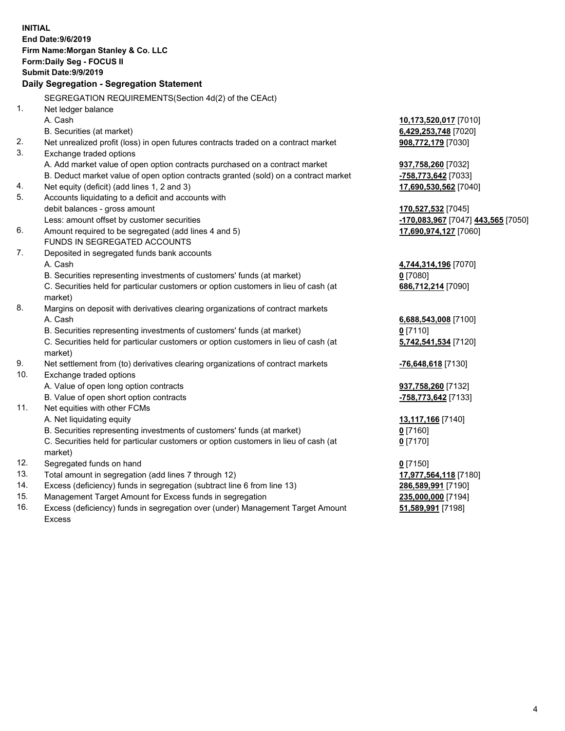**INITIAL**
**End Date:9/6/2019**
**Firm Name:Morgan Stanley & Co. LLC**
**Form:Daily Seg - FOCUS II**
**Submit Date:9/9/2019**

## Daily Segregation - Segregation Statement

SEGREGATION REQUIREMENTS(Section 4d(2) of the CEAct)

| | | |
|---|---|---|
| 1. | Net ledger balance | |
| | A. Cash | **10,173,520,017** [7010] |
| | B. Securities (at market) | **6,429,253,748** [7020] |
| 2. | Net unrealized profit (loss) in open futures contracts traded on a contract market | **908,772,179** [7030] |
| 3. | Exchange traded options | |
| | A. Add market value of open option contracts purchased on a contract market | **937,758,260** [7032] |
| | B. Deduct market value of open option contracts granted (sold) on a contract market | **-758,773,642** [7033] |
| 4. | Net equity (deficit) (add lines 1, 2 and 3) | **17,690,530,562** [7040] |
| 5. | Accounts liquidating to a deficit and accounts with debit balances - gross amount | **170,527,532** [7045] |
| | Less: amount offset by customer securities | **-170,083,967** [7047] **443,565** [7050] |
| 6. | Amount required to be segregated (add lines 4 and 5) | **17,690,974,127** [7060] |
| | FUNDS IN SEGREGATED ACCOUNTS | |
| 7. | Deposited in segregated funds bank accounts | |
| | A. Cash | **4,744,314,196** [7070] |
| | B. Securities representing investments of customers' funds (at market) | **0** [7080] |
| | C. Securities held for particular customers or option customers in lieu of cash (at market) | **686,712,214** [7090] |
| 8. | Margins on deposit with derivatives clearing organizations of contract markets | |
| | A. Cash | **6,688,543,008** [7100] |
| | B. Securities representing investments of customers' funds (at market) | **0** [7110] |
| | C. Securities held for particular customers or option customers in lieu of cash (at market) | **5,742,541,534** [7120] |
| 9. | Net settlement from (to) derivatives clearing organizations of contract markets | **-76,648,618** [7130] |
| 10. | Exchange traded options | |
| | A. Value of open long option contracts | **937,758,260** [7132] |
| | B. Value of open short option contracts | **-758,773,642** [7133] |
| 11. | Net equities with other FCMs | |
| | A. Net liquidating equity | **13,117,166** [7140] |
| | B. Securities representing investments of customers' funds (at market) | **0** [7160] |
| | C. Securities held for particular customers or option customers in lieu of cash (at market) | **0** [7170] |
| 12. | Segregated funds on hand | **0** [7150] |
| 13. | Total amount in segregation (add lines 7 through 12) | **17,977,564,118** [7180] |
| 14. | Excess (deficiency) funds in segregation (subtract line 6 from line 13) | **286,589,991** [7190] |
| 15. | Management Target Amount for Excess funds in segregation | **235,000,000** [7194] |
| 16. | Excess (deficiency) funds in segregation over (under) Management Target Amount Excess | **51,589,991** [7198] |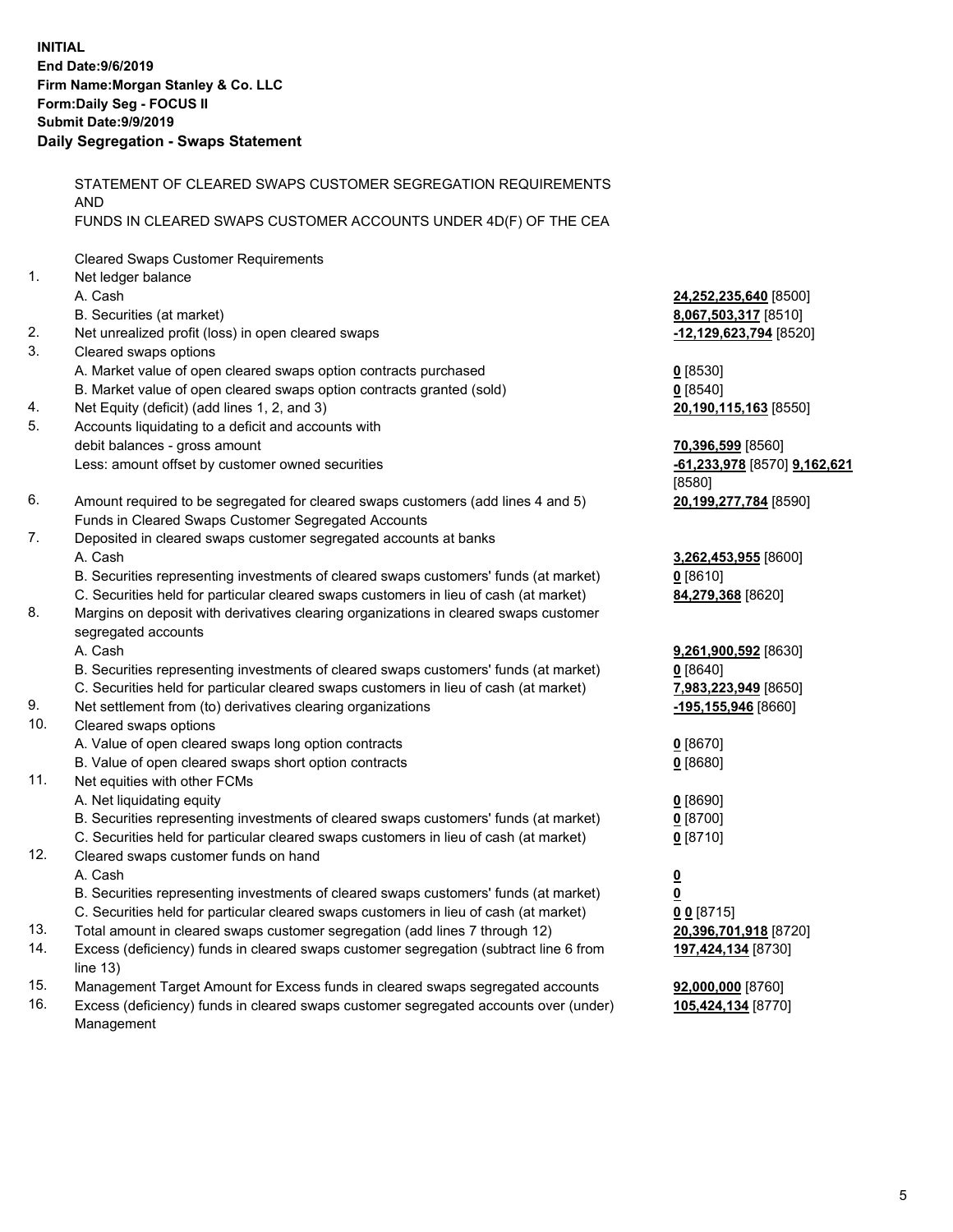**INITIAL**
**End Date:9/6/2019**
**Firm Name:Morgan Stanley & Co. LLC**
**Form:Daily Seg - FOCUS II**
**Submit Date:9/9/2019**
**Daily Segregation - Swaps Statement**

STATEMENT OF CLEARED SWAPS CUSTOMER SEGREGATION REQUIREMENTS AND FUNDS IN CLEARED SWAPS CUSTOMER ACCOUNTS UNDER 4D(F) OF THE CEA

| | | |
|---|---|---|
| | Cleared Swaps Customer Requirements | |
| 1. | Net ledger balance | |
| | A. Cash | **24,252,235,640** [8500] |
| | B. Securities (at market) | **8,067,503,317** [8510] |
| 2. | Net unrealized profit (loss) in open cleared swaps | **-12,129,623,794** [8520] |
| 3. | Cleared swaps options | |
| | A. Market value of open cleared swaps option contracts purchased | **0** [8530] |
| | B. Market value of open cleared swaps option contracts granted (sold) | **0** [8540] |
| 4. | Net Equity (deficit) (add lines 1, 2, and 3) | **20,190,115,163** [8550] |
| 5. | Accounts liquidating to a deficit and accounts with debit balances - gross amount | **70,396,599** [8560] |
| | Less: amount offset by customer owned securities | **-61,233,978** [8570] **9,162,621** [8580] |
| 6. | Amount required to be segregated for cleared swaps customers (add lines 4 and 5) | **20,199,277,784** [8590] |
| | Funds in Cleared Swaps Customer Segregated Accounts | |
| 7. | Deposited in cleared swaps customer segregated accounts at banks | |
| | A. Cash | **3,262,453,955** [8600] |
| | B. Securities representing investments of cleared swaps customers' funds (at market) | **0** [8610] |
| | C. Securities held for particular cleared swaps customers in lieu of cash (at market) | **84,279,368** [8620] |
| 8. | Margins on deposit with derivatives clearing organizations in cleared swaps customer segregated accounts | |
| | A. Cash | **9,261,900,592** [8630] |
| | B. Securities representing investments of cleared swaps customers' funds (at market) | **0** [8640] |
| | C. Securities held for particular cleared swaps customers in lieu of cash (at market) | **7,983,223,949** [8650] |
| 9. | Net settlement from (to) derivatives clearing organizations | **-195,155,946** [8660] |
| 10. | Cleared swaps options | |
| | A. Value of open cleared swaps long option contracts | **0** [8670] |
| | B. Value of open cleared swaps short option contracts | **0** [8680] |
| 11. | Net equities with other FCMs | |
| | A. Net liquidating equity | **0** [8690] |
| | B. Securities representing investments of cleared swaps customers' funds (at market) | **0** [8700] |
| | C. Securities held for particular cleared swaps customers in lieu of cash (at market) | **0** [8710] |
| 12. | Cleared swaps customer funds on hand | |
| | A. Cash | **0** |
| | B. Securities representing investments of cleared swaps customers' funds (at market) | **0** |
| | C. Securities held for particular cleared swaps customers in lieu of cash (at market) | **0** **0** [8715] |
| 13. | Total amount in cleared swaps customer segregation (add lines 7 through 12) | **20,396,701,918** [8720] |
| 14. | Excess (deficiency) funds in cleared swaps customer segregation (subtract line 6 from line 13) | **197,424,134** [8730] |
| 15. | Management Target Amount for Excess funds in cleared swaps segregated accounts | **92,000,000** [8760] |
| 16. | Excess (deficiency) funds in cleared swaps customer segregated accounts over (under) Management | **105,424,134** [8770] |